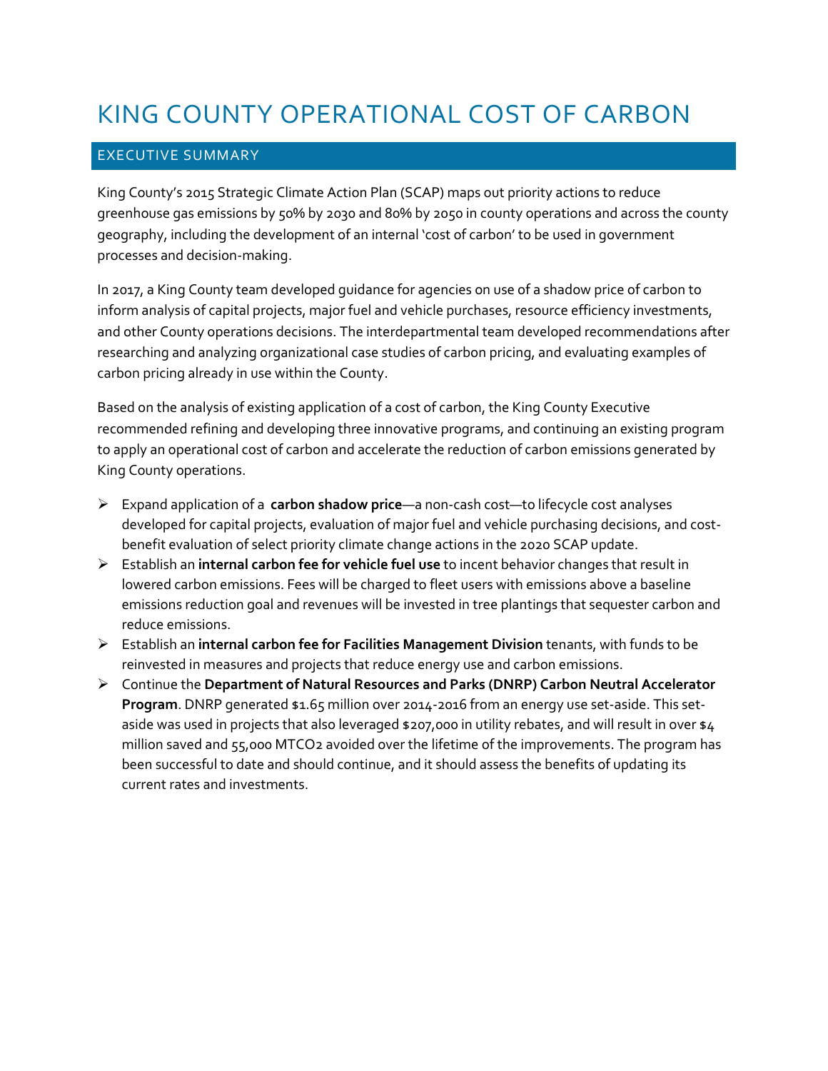# KING COUNTY OPERATIONAL COST OF CARBON

## EXECUTIVE SUMMARY

King County's 2015 Strategic Climate Action Plan (SCAP) maps out priority actions to reduce greenhouse gas emissions by 50% by 2030 and 80% by 2050 in county operations and across the county geography, including the development of an internal 'cost of carbon' to be used in government processes and decision-making.

In 2017, a King County team developed guidance for agencies on use of a shadow price of carbon to inform analysis of capital projects, major fuel and vehicle purchases, resource efficiency investments, and other County operations decisions. The interdepartmental team developed recommendations after researching and analyzing organizational case studies of carbon pricing, and evaluating examples of carbon pricing already in use within the County.

Based on the analysis of existing application of a cost of carbon, the King County Executive recommended refining and developing three innovative programs, and continuing an existing program to apply an operational cost of carbon and accelerate the reduction of carbon emissions generated by King County operations.

- Expand application of a **carbon shadow price**—a non-cash cost—to lifecycle cost analyses developed for capital projects, evaluation of major fuel and vehicle purchasing decisions, and cost-benefit evaluation of select priority climate change actions in the 2020 SCAP update.
- Establish an **internal carbon fee for vehicle fuel use** to incent behavior changes that result in lowered carbon emissions. Fees will be charged to fleet users with emissions above a baseline emissions reduction goal and revenues will be invested in tree plantings that sequester carbon and reduce emissions.
- Establish an **internal carbon fee for Facilities Management Division** tenants, with funds to be reinvested in measures and projects that reduce energy use and carbon emissions.
- Continue the **Department of Natural Resources and Parks (DNRP) Carbon Neutral Accelerator Program**. DNRP generated $1.65 million over 2014-2016 from an energy use set-aside. This set-aside was used in projects that also leveraged $207,000 in utility rebates, and will result in over $4 million saved and 55,000 MTCO2 avoided over the lifetime of the improvements. The program has been successful to date and should continue, and it should assess the benefits of updating its current rates and investments.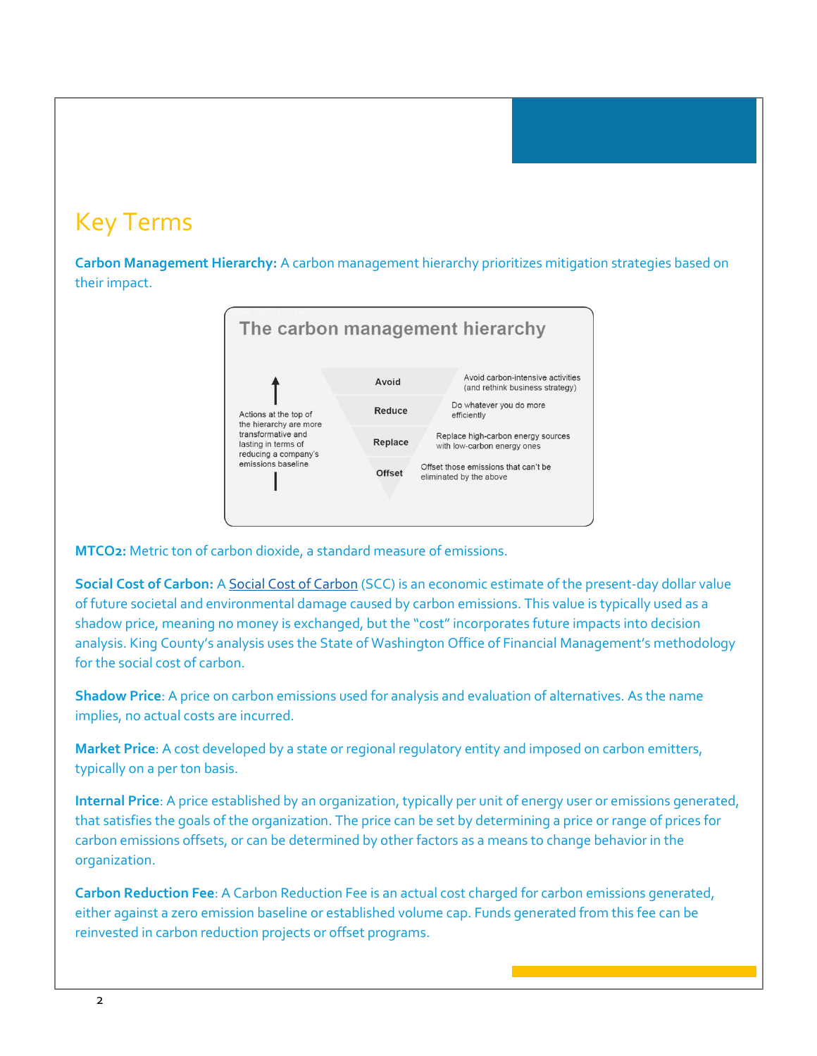# Key Terms

**Carbon Management Hierarchy:** A carbon management hierarchy prioritizes mitigation strategies based on their impact.

**The carbon management hierarchy**

Actions at the top of the hierarchy are more transformative and lasting in terms of reducing a company's emissions baseline

| | |
|---|---|
| **Avoid** | Avoid carbon-intensive activities (and rethink business strategy) |
| **Reduce** | Do whatever you do more efficiently |
| **Replace** | Replace high-carbon energy sources with low-carbon energy ones |
| **Offset** | Offset those emissions that can't be eliminated by the above |

**MT$CO_2$:** Metric ton of carbon dioxide, a standard measure of emissions.

**Social Cost of Carbon:** A Social Cost of Carbon (SCC) is an economic estimate of the present-day dollar value of future societal and environmental damage caused by carbon emissions. This value is typically used as a shadow price, meaning no money is exchanged, but the "cost" incorporates future impacts into decision analysis. King County's analysis uses the State of Washington Office of Financial Management's methodology for the social cost of carbon.

**Shadow Price**: A price on carbon emissions used for analysis and evaluation of alternatives. As the name implies, no actual costs are incurred.

**Market Price**: A cost developed by a state or regional regulatory entity and imposed on carbon emitters, typically on a per ton basis.

**Internal Price**: A price established by an organization, typically per unit of energy user or emissions generated, that satisfies the goals of the organization. The price can be set by determining a price or range of prices for carbon emissions offsets, or can be determined by other factors as a means to change behavior in the organization.

**Carbon Reduction Fee**: A Carbon Reduction Fee is an actual cost charged for carbon emissions generated, either against a zero emission baseline or established volume cap. Funds generated from this fee can be reinvested in carbon reduction projects or offset programs.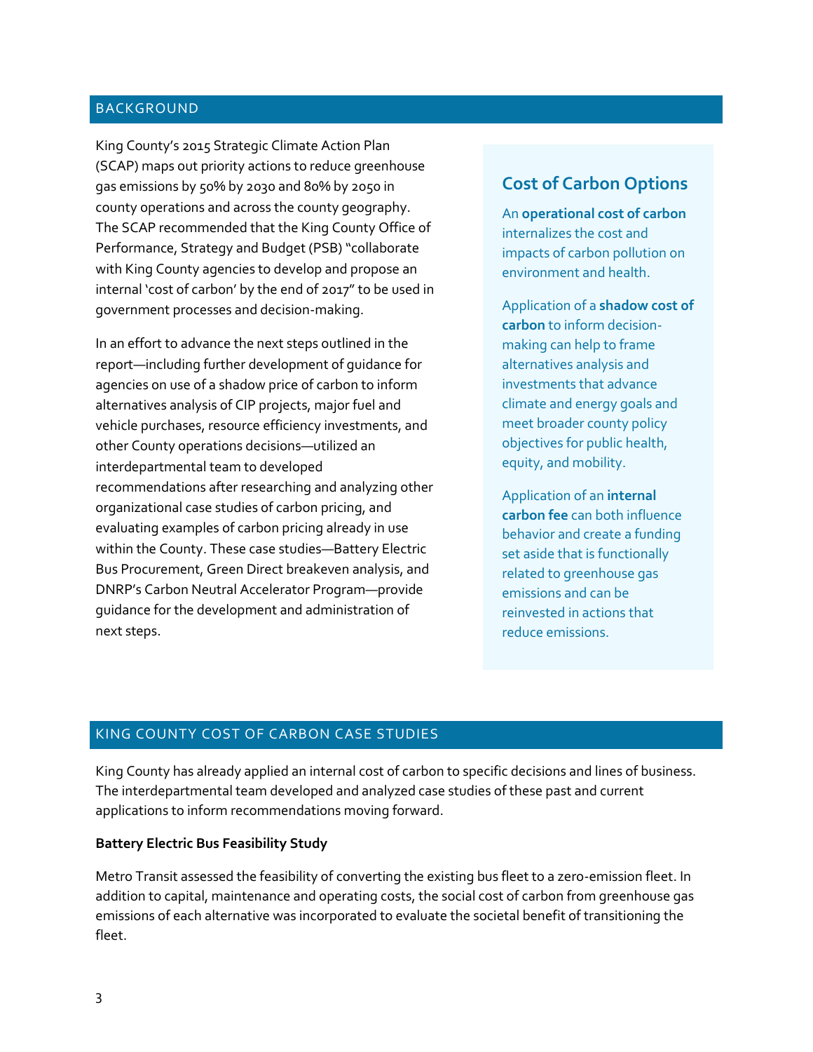## BACKGROUND

King County's 2015 Strategic Climate Action Plan (SCAP) maps out priority actions to reduce greenhouse gas emissions by 50% by 2030 and 80% by 2050 in county operations and across the county geography. The SCAP recommended that the King County Office of Performance, Strategy and Budget (PSB) "collaborate with King County agencies to develop and propose an internal 'cost of carbon' by the end of 2017" to be used in government processes and decision-making.

In an effort to advance the next steps outlined in the report—including further development of guidance for agencies on use of a shadow price of carbon to inform alternatives analysis of CIP projects, major fuel and vehicle purchases, resource efficiency investments, and other County operations decisions—utilized an interdepartmental team to developed recommendations after researching and analyzing other organizational case studies of carbon pricing, and evaluating examples of carbon pricing already in use within the County. These case studies—Battery Electric Bus Procurement, Green Direct breakeven analysis, and DNRP's Carbon Neutral Accelerator Program—provide guidance for the development and administration of next steps.

### Cost of Carbon Options

An **operational cost of carbon** internalizes the cost and impacts of carbon pollution on environment and health.

Application of a **shadow cost of carbon** to inform decision-making can help to frame alternatives analysis and investments that advance climate and energy goals and meet broader county policy objectives for public health, equity, and mobility.

Application of an **internal carbon fee** can both influence behavior and create a funding set aside that is functionally related to greenhouse gas emissions and can be reinvested in actions that reduce emissions.

## KING COUNTY COST OF CARBON CASE STUDIES

King County has already applied an internal cost of carbon to specific decisions and lines of business. The interdepartmental team developed and analyzed case studies of these past and current applications to inform recommendations moving forward.

**Battery Electric Bus Feasibility Study**

Metro Transit assessed the feasibility of converting the existing bus fleet to a zero-emission fleet. In addition to capital, maintenance and operating costs, the social cost of carbon from greenhouse gas emissions of each alternative was incorporated to evaluate the societal benefit of transitioning the fleet.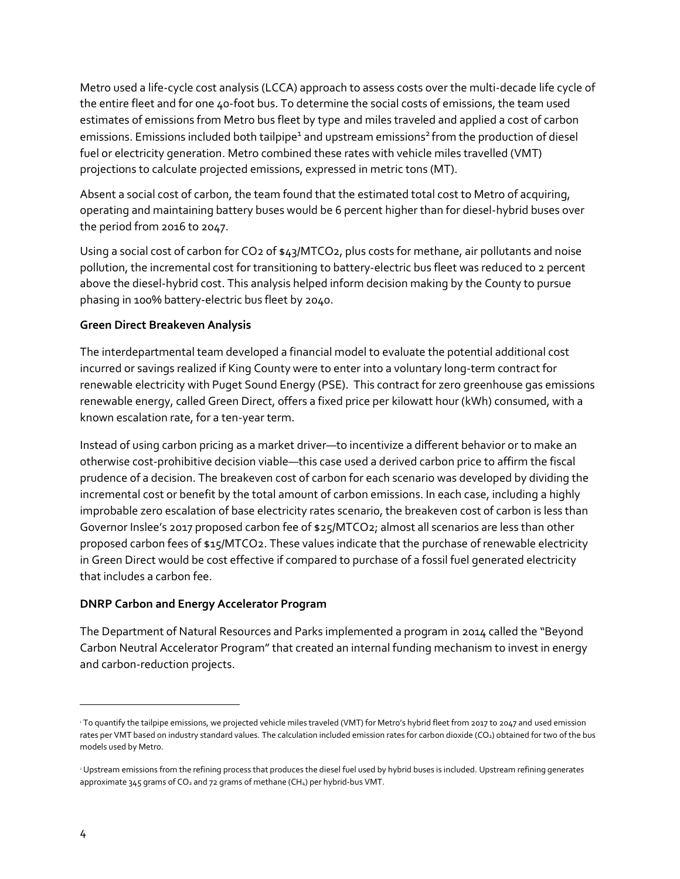Metro used a life-cycle cost analysis (LCCA) approach to assess costs over the multi-decade life cycle of the entire fleet and for one 40-foot bus. To determine the social costs of emissions, the team used estimates of emissions from Metro bus fleet by type and miles traveled and applied a cost of carbon emissions. Emissions included both tailpipe[1] and upstream emissions[2] from the production of diesel fuel or electricity generation. Metro combined these rates with vehicle miles travelled (VMT) projections to calculate projected emissions, expressed in metric tons (MT).

Absent a social cost of carbon, the team found that the estimated total cost to Metro of acquiring, operating and maintaining battery buses would be 6 percent higher than for diesel-hybrid buses over the period from 2016 to 2047.

Using a social cost of carbon for CO2 of $43/MTCO2, plus costs for methane, air pollutants and noise pollution, the incremental cost for transitioning to battery-electric bus fleet was reduced to 2 percent above the diesel-hybrid cost. This analysis helped inform decision making by the County to pursue phasing in 100% battery-electric bus fleet by 2040.

**Green Direct Breakeven Analysis**

The interdepartmental team developed a financial model to evaluate the potential additional cost incurred or savings realized if King County were to enter into a voluntary long-term contract for renewable electricity with Puget Sound Energy (PSE). This contract for zero greenhouse gas emissions renewable energy, called Green Direct, offers a fixed price per kilowatt hour (kWh) consumed, with a known escalation rate, for a ten-year term.

Instead of using carbon pricing as a market driver—to incentivize a different behavior or to make an otherwise cost-prohibitive decision viable—this case used a derived carbon price to affirm the fiscal prudence of a decision. The breakeven cost of carbon for each scenario was developed by dividing the incremental cost or benefit by the total amount of carbon emissions. In each case, including a highly improbable zero escalation of base electricity rates scenario, the breakeven cost of carbon is less than Governor Inslee's 2017 proposed carbon fee of $25/MTCO2; almost all scenarios are less than other proposed carbon fees of $15/MTCO2. These values indicate that the purchase of renewable electricity in Green Direct would be cost effective if compared to purchase of a fossil fuel generated electricity that includes a carbon fee.

**DNRP Carbon and Energy Accelerator Program**

The Department of Natural Resources and Parks implemented a program in 2014 called the "Beyond Carbon Neutral Accelerator Program" that created an internal funding mechanism to invest in energy and carbon-reduction projects.

---

[1] To quantify the tailpipe emissions, we projected vehicle miles traveled (VMT) for Metro's hybrid fleet from 2017 to 2047 and used emission rates per VMT based on industry standard values. The calculation included emission rates for carbon dioxide ($CO_2$) obtained for two of the bus models used by Metro.

[2] Upstream emissions from the refining process that produces the diesel fuel used by hybrid buses is included. Upstream refining generates approximate 345 grams of $CO_2$ and 72 grams of methane ($CH_4$) per hybrid-bus VMT.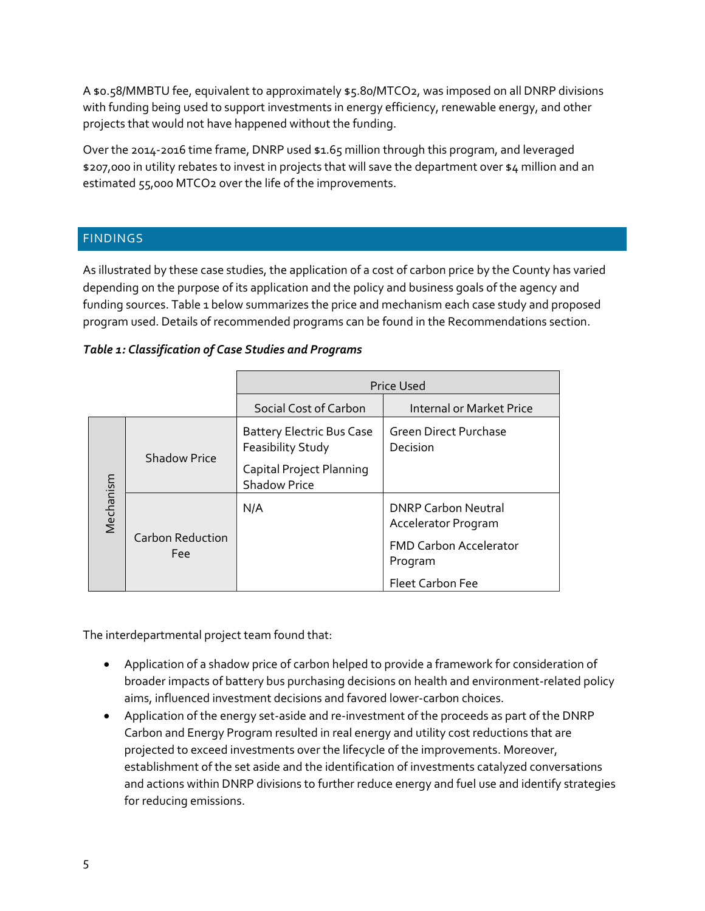A $0.58/MMBTU fee, equivalent to approximately $5.80/MTCO2, was imposed on all DNRP divisions with funding being used to support investments in energy efficiency, renewable energy, and other projects that would not have happened without the funding.

Over the 2014-2016 time frame, DNRP used $1.65 million through this program, and leveraged $207,000 in utility rebates to invest in projects that will save the department over $4 million and an estimated 55,000 MTCO2 over the life of the improvements.

## FINDINGS

As illustrated by these case studies, the application of a cost of carbon price by the County has varied depending on the purpose of its application and the policy and business goals of the agency and funding sources. Table 1 below summarizes the price and mechanism each case study and proposed program used. Details of recommended programs can be found in the Recommendations section.

***Table 1: Classification of Case Studies and Programs***

| | | Price Used | |
|---|---|---|---|
| | | Social Cost of Carbon | Internal or Market Price |
| Mechanism | Shadow Price | Battery Electric Bus Case Feasibility Study<br>Capital Project Planning Shadow Price | Green Direct Purchase Decision |
| | Carbon Reduction Fee | N/A | DNRP Carbon Neutral Accelerator Program<br>FMD Carbon Accelerator Program<br>Fleet Carbon Fee |

The interdepartmental project team found that:

- Application of a shadow price of carbon helped to provide a framework for consideration of broader impacts of battery bus purchasing decisions on health and environment-related policy aims, influenced investment decisions and favored lower-carbon choices.
- Application of the energy set-aside and re-investment of the proceeds as part of the DNRP Carbon and Energy Program resulted in real energy and utility cost reductions that are projected to exceed investments over the lifecycle of the improvements. Moreover, establishment of the set aside and the identification of investments catalyzed conversations and actions within DNRP divisions to further reduce energy and fuel use and identify strategies for reducing emissions.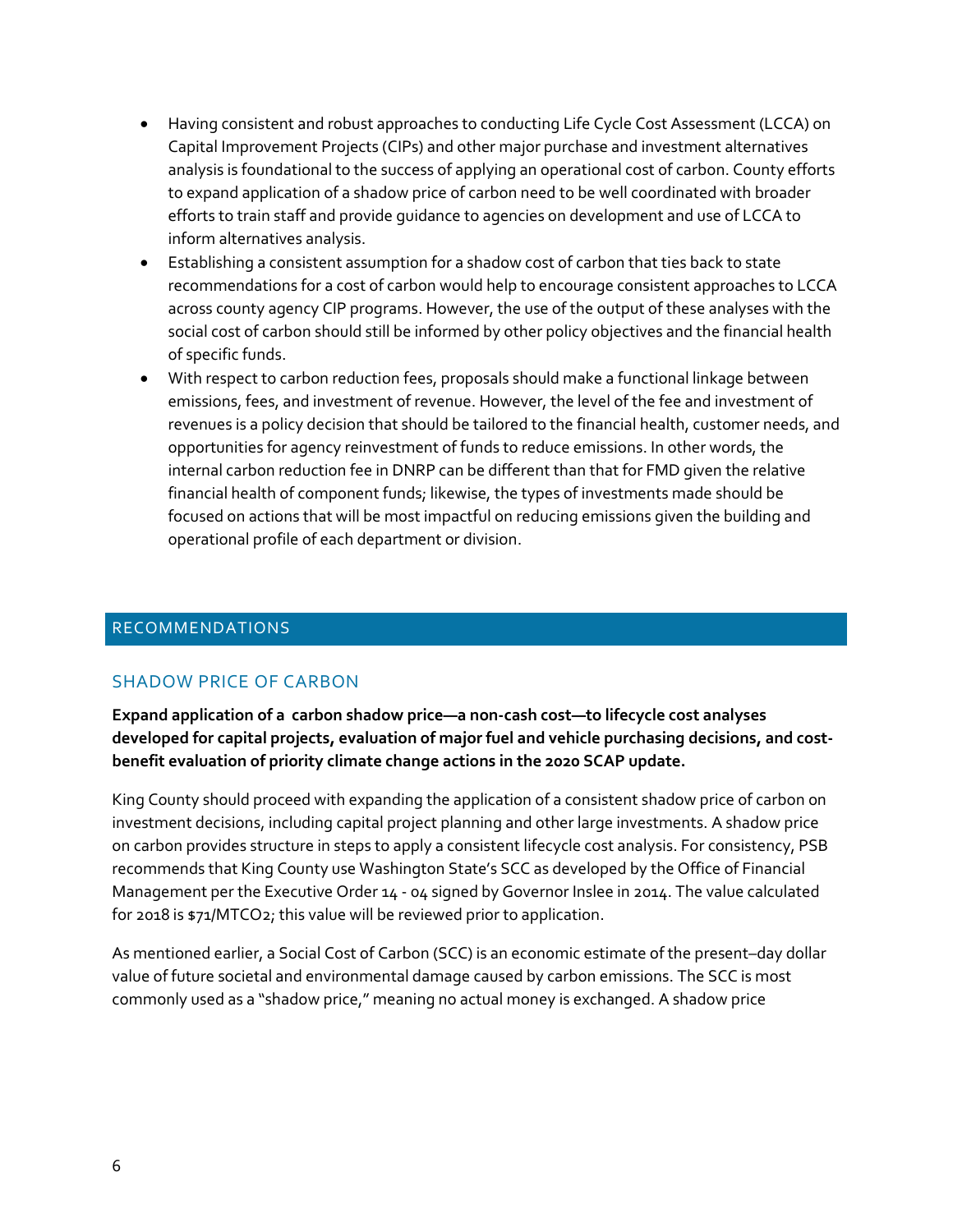- Having consistent and robust approaches to conducting Life Cycle Cost Assessment (LCCA) on Capital Improvement Projects (CIPs) and other major purchase and investment alternatives analysis is foundational to the success of applying an operational cost of carbon. County efforts to expand application of a shadow price of carbon need to be well coordinated with broader efforts to train staff and provide guidance to agencies on development and use of LCCA to inform alternatives analysis.
- Establishing a consistent assumption for a shadow cost of carbon that ties back to state recommendations for a cost of carbon would help to encourage consistent approaches to LCCA across county agency CIP programs. However, the use of the output of these analyses with the social cost of carbon should still be informed by other policy objectives and the financial health of specific funds.
- With respect to carbon reduction fees, proposals should make a functional linkage between emissions, fees, and investment of revenue. However, the level of the fee and investment of revenues is a policy decision that should be tailored to the financial health, customer needs, and opportunities for agency reinvestment of funds to reduce emissions. In other words, the internal carbon reduction fee in DNRP can be different than that for FMD given the relative financial health of component funds; likewise, the types of investments made should be focused on actions that will be most impactful on reducing emissions given the building and operational profile of each department or division.

## RECOMMENDATIONS

### SHADOW PRICE OF CARBON

**Expand application of a carbon shadow price—a non-cash cost—to lifecycle cost analyses developed for capital projects, evaluation of major fuel and vehicle purchasing decisions, and cost-benefit evaluation of priority climate change actions in the 2020 SCAP update.**

King County should proceed with expanding the application of a consistent shadow price of carbon on investment decisions, including capital project planning and other large investments. A shadow price on carbon provides structure in steps to apply a consistent lifecycle cost analysis. For consistency, PSB recommends that King County use Washington State's SCC as developed by the Office of Financial Management per the Executive Order 14 - 04 signed by Governor Inslee in 2014. The value calculated for 2018 is $71/MTCO2; this value will be reviewed prior to application.

As mentioned earlier, a Social Cost of Carbon (SCC) is an economic estimate of the present–day dollar value of future societal and environmental damage caused by carbon emissions. The SCC is most commonly used as a "shadow price," meaning no actual money is exchanged. A shadow price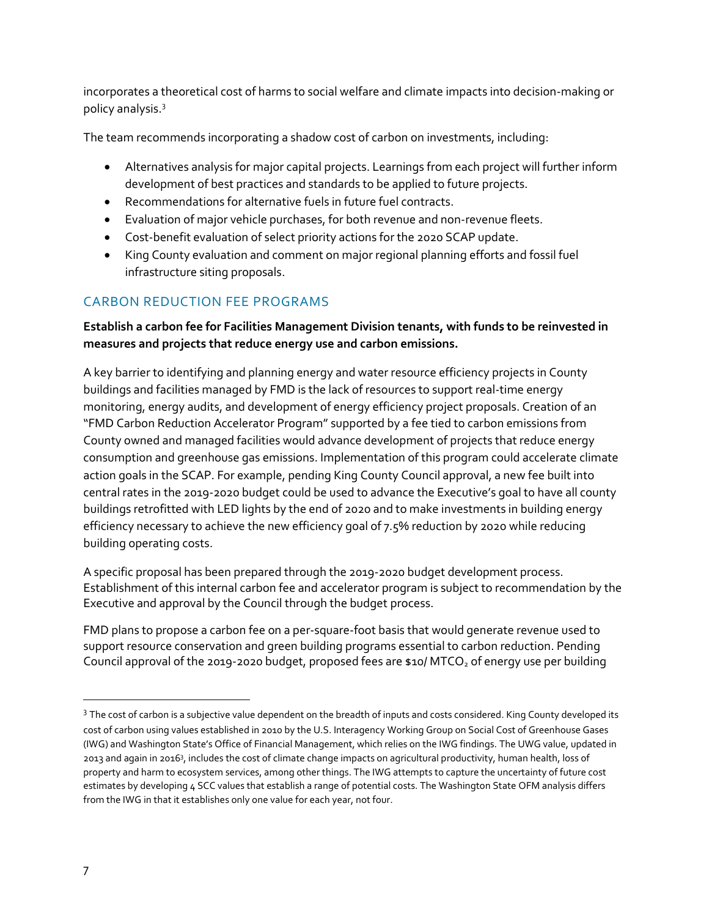incorporates a theoretical cost of harms to social welfare and climate impacts into decision-making or policy analysis.[3]

The team recommends incorporating a shadow cost of carbon on investments, including:

- Alternatives analysis for major capital projects. Learnings from each project will further inform development of best practices and standards to be applied to future projects.
- Recommendations for alternative fuels in future fuel contracts.
- Evaluation of major vehicle purchases, for both revenue and non-revenue fleets.
- Cost-benefit evaluation of select priority actions for the 2020 SCAP update.
- King County evaluation and comment on major regional planning efforts and fossil fuel infrastructure siting proposals.

## CARBON REDUCTION FEE PROGRAMS

**Establish a carbon fee for Facilities Management Division tenants, with funds to be reinvested in measures and projects that reduce energy use and carbon emissions.**

A key barrier to identifying and planning energy and water resource efficiency projects in County buildings and facilities managed by FMD is the lack of resources to support real-time energy monitoring, energy audits, and development of energy efficiency project proposals. Creation of an "FMD Carbon Reduction Accelerator Program" supported by a fee tied to carbon emissions from County owned and managed facilities would advance development of projects that reduce energy consumption and greenhouse gas emissions. Implementation of this program could accelerate climate action goals in the SCAP. For example, pending King County Council approval, a new fee built into central rates in the 2019-2020 budget could be used to advance the Executive's goal to have all county buildings retrofitted with LED lights by the end of 2020 and to make investments in building energy efficiency necessary to achieve the new efficiency goal of 7.5% reduction by 2020 while reducing building operating costs.

A specific proposal has been prepared through the 2019-2020 budget development process. Establishment of this internal carbon fee and accelerator program is subject to recommendation by the Executive and approval by the Council through the budget process.

FMD plans to propose a carbon fee on a per-square-foot basis that would generate revenue used to support resource conservation and green building programs essential to carbon reduction. Pending Council approval of the 2019-2020 budget, proposed fees are $10/ MTCO$_2$ of energy use per building

---

[3] The cost of carbon is a subjective value dependent on the breadth of inputs and costs considered. King County developed its cost of carbon using values established in 2010 by the U.S. Interagency Working Group on Social Cost of Greenhouse Gases (IWG) and Washington State's Office of Financial Management, which relies on the IWG findings. The UWG value, updated in 2013 and again in 2016[3], includes the cost of climate change impacts on agricultural productivity, human health, loss of property and harm to ecosystem services, among other things. The IWG attempts to capture the uncertainty of future cost estimates by developing 4 SCC values that establish a range of potential costs. The Washington State OFM analysis differs from the IWG in that it establishes only one value for each year, not four.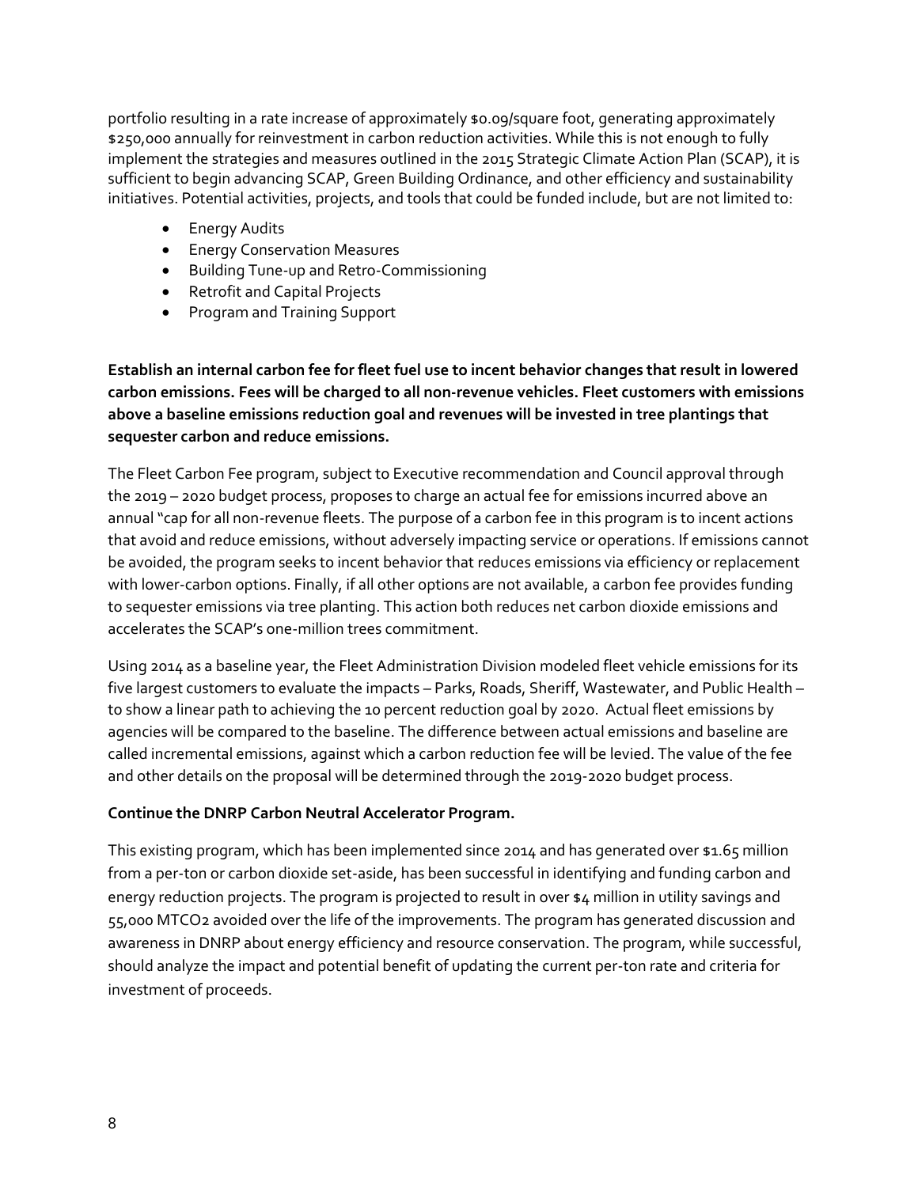portfolio resulting in a rate increase of approximately $0.09/square foot, generating approximately $250,000 annually for reinvestment in carbon reduction activities. While this is not enough to fully implement the strategies and measures outlined in the 2015 Strategic Climate Action Plan (SCAP), it is sufficient to begin advancing SCAP, Green Building Ordinance, and other efficiency and sustainability initiatives. Potential activities, projects, and tools that could be funded include, but are not limited to:

- Energy Audits
- Energy Conservation Measures
- Building Tune-up and Retro-Commissioning
- Retrofit and Capital Projects
- Program and Training Support

**Establish an internal carbon fee for fleet fuel use to incent behavior changes that result in lowered carbon emissions. Fees will be charged to all non-revenue vehicles. Fleet customers with emissions above a baseline emissions reduction goal and revenues will be invested in tree plantings that sequester carbon and reduce emissions.**

The Fleet Carbon Fee program, subject to Executive recommendation and Council approval through the 2019 – 2020 budget process, proposes to charge an actual fee for emissions incurred above an annual "cap for all non-revenue fleets. The purpose of a carbon fee in this program is to incent actions that avoid and reduce emissions, without adversely impacting service or operations. If emissions cannot be avoided, the program seeks to incent behavior that reduces emissions via efficiency or replacement with lower-carbon options. Finally, if all other options are not available, a carbon fee provides funding to sequester emissions via tree planting. This action both reduces net carbon dioxide emissions and accelerates the SCAP's one-million trees commitment.

Using 2014 as a baseline year, the Fleet Administration Division modeled fleet vehicle emissions for its five largest customers to evaluate the impacts – Parks, Roads, Sheriff, Wastewater, and Public Health – to show a linear path to achieving the 10 percent reduction goal by 2020. Actual fleet emissions by agencies will be compared to the baseline. The difference between actual emissions and baseline are called incremental emissions, against which a carbon reduction fee will be levied. The value of the fee and other details on the proposal will be determined through the 2019-2020 budget process.

**Continue the DNRP Carbon Neutral Accelerator Program.**

This existing program, which has been implemented since 2014 and has generated over $1.65 million from a per-ton or carbon dioxide set-aside, has been successful in identifying and funding carbon and energy reduction projects. The program is projected to result in over $4 million in utility savings and 55,000 $MTCO_2$ avoided over the life of the improvements. The program has generated discussion and awareness in DNRP about energy efficiency and resource conservation. The program, while successful, should analyze the impact and potential benefit of updating the current per-ton rate and criteria for investment of proceeds.